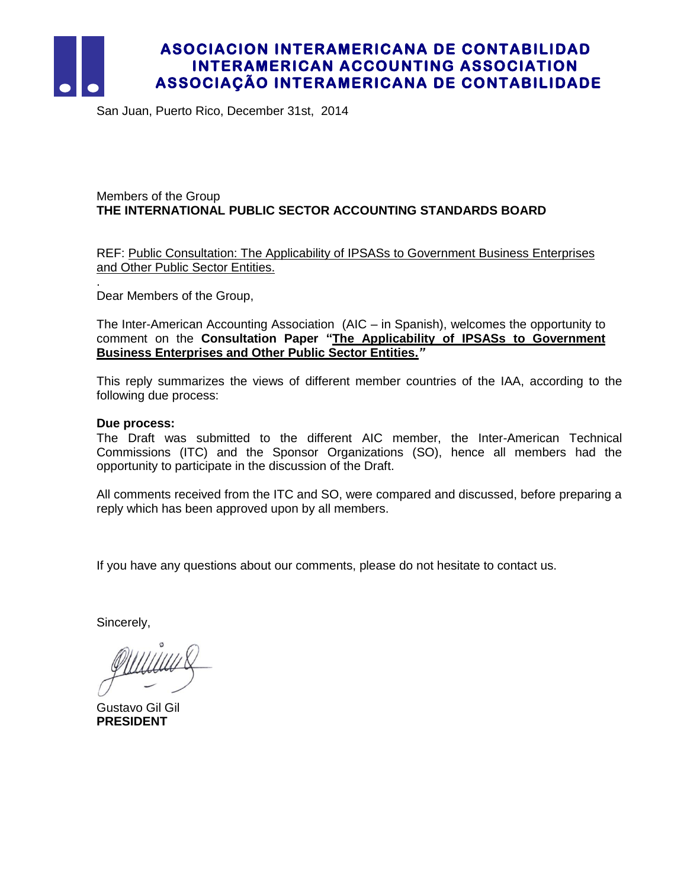**ASOCIACION INTERAMERICANA DE CONTABILIDAD**
**INTERAMERICAN ACCOUNTING ASSOCIATION**
**ASSOCIAÇÃO INTERAMERICANA DE CONTABILIDADE**

San Juan, Puerto Rico, December 31st, 2014

Members of the Group
**THE INTERNATIONAL PUBLIC SECTOR ACCOUNTING STANDARDS BOARD**

REF: Public Consultation: The Applicability of IPSASs to Government Business Enterprises and Other Public Sector Entities.

.
Dear Members of the Group,

The Inter-American Accounting Association (AIC – in Spanish), welcomes the opportunity to comment on the **Consultation Paper "The Applicability of IPSASs to Government Business Enterprises and Other Public Sector Entities."**

This reply summarizes the views of different member countries of the IAA, according to the following due process:

**Due process:**
The Draft was submitted to the different AIC member, the Inter-American Technical Commissions (ITC) and the Sponsor Organizations (SO), hence all members had the opportunity to participate in the discussion of the Draft.

All comments received from the ITC and SO, were compared and discussed, before preparing a reply which has been approved upon by all members.

If you have any questions about our comments, please do not hesitate to contact us.

Sincerely,

Gustavo Gil Gil
**PRESIDENT**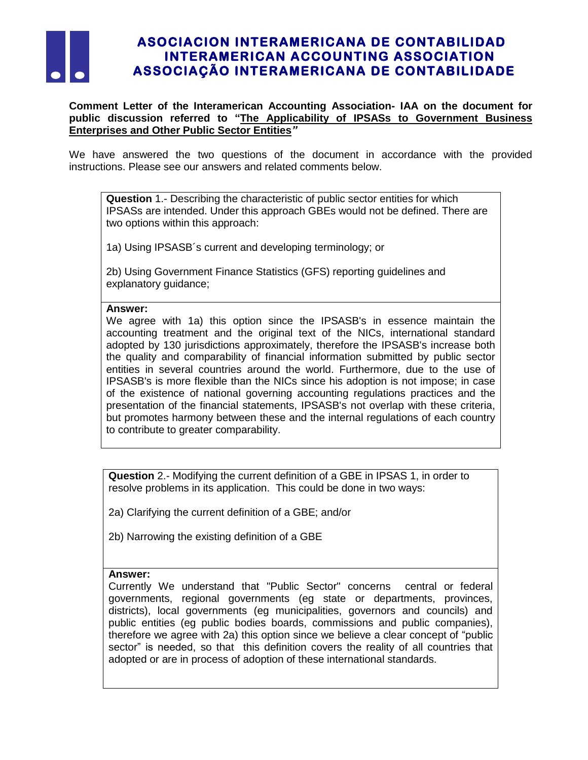# ASOCIACION INTERAMERICANA DE CONTABILIDAD
# INTERAMERICAN ACCOUNTING ASSOCIATION
# ASSOCIAÇÃO INTERAMERICANA DE CONTABILIDADE

**Comment Letter of the Interamerican Accounting Association- IAA on the document for public discussion referred to "<u>The Applicability of IPSASs to Government Business Enterprises and Other Public Sector Entities</u>"**

We have answered the two questions of the document in accordance with the provided instructions. Please see our answers and related comments below.

**Question** 1.- Describing the characteristic of public sector entities for which IPSASs are intended. Under this approach GBEs would not be defined. There are two options within this approach:

1a) Using IPSASB´s current and developing terminology; or

2b) Using Government Finance Statistics (GFS) reporting guidelines and explanatory guidance;

**Answer:**

We agree with 1a) this option since the IPSASB's in essence maintain the accounting treatment and the original text of the NICs, international standard adopted by 130 jurisdictions approximately, therefore the IPSASB's increase both the quality and comparability of financial information submitted by public sector entities in several countries around the world. Furthermore, due to the use of IPSASB's is more flexible than the NICs since his adoption is not impose; in case of the existence of national governing accounting regulations practices and the presentation of the financial statements, IPSASB's not overlap with these criteria, but promotes harmony between these and the internal regulations of each country to contribute to greater comparability.

**Question** 2.- Modifying the current definition of a GBE in IPSAS 1, in order to resolve problems in its application. This could be done in two ways:

2a) Clarifying the current definition of a GBE; and/or

2b) Narrowing the existing definition of a GBE

**Answer:**

Currently We understand that "Public Sector" concerns central or federal governments, regional governments (eg state or departments, provinces, districts), local governments (eg municipalities, governors and councils) and public entities (eg public bodies boards, commissions and public companies), therefore we agree with 2a) this option since we believe a clear concept of "public sector" is needed, so that this definition covers the reality of all countries that adopted or are in process of adoption of these international standards.